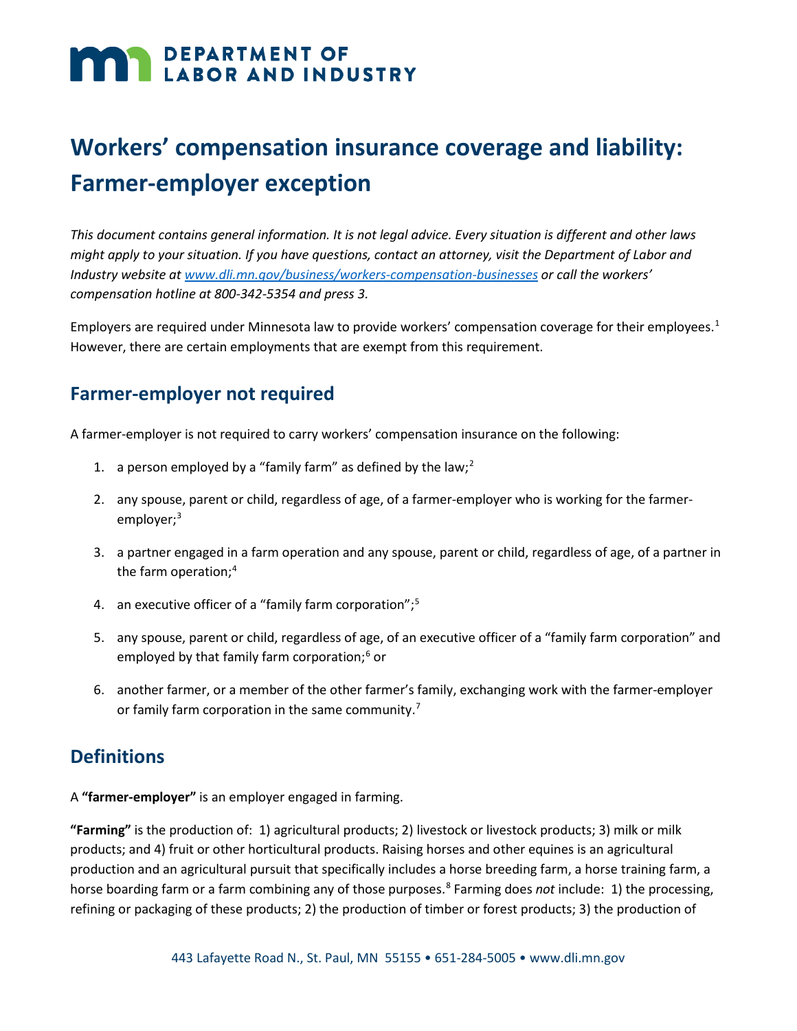# Workers' compensation insurance coverage and liability: Farmer-employer exception

*This document contains general information. It is not legal advice. Every situation is different and other laws might apply to your situation. If you have questions, contact an attorney, visit the Department of Labor and Industry website at [www.dli.mn.gov/business/workers-compensation-businesses](www.dli.mn.gov/business/workers-compensation-businesses) or call the workers' compensation hotline at 800-342-5354 and press 3.*

Employers are required under Minnesota law to provide workers' compensation coverage for their employees.[1] However, there are certain employments that are exempt from this requirement.

## Farmer-employer not required

A farmer-employer is not required to carry workers' compensation insurance on the following:

1. a person employed by a "family farm" as defined by the law;[2]
2. any spouse, parent or child, regardless of age, of a farmer-employer who is working for the farmer-employer;[3]
3. a partner engaged in a farm operation and any spouse, parent or child, regardless of age, of a partner in the farm operation;[4]
4. an executive officer of a "family farm corporation";[5]
5. any spouse, parent or child, regardless of age, of an executive officer of a "family farm corporation" and employed by that family farm corporation;[6] or
6. another farmer, or a member of the other farmer's family, exchanging work with the farmer-employer or family farm corporation in the same community.[7]

## Definitions

A **"farmer-employer"** is an employer engaged in farming.

**"Farming"** is the production of: 1) agricultural products; 2) livestock or livestock products; 3) milk or milk products; and 4) fruit or other horticultural products. Raising horses and other equines is an agricultural production and an agricultural pursuit that specifically includes a horse breeding farm, a horse training farm, a horse boarding farm or a farm combining any of those purposes.[8] Farming does *not* include: 1) the processing, refining or packaging of these products; 2) the production of timber or forest products; 3) the production of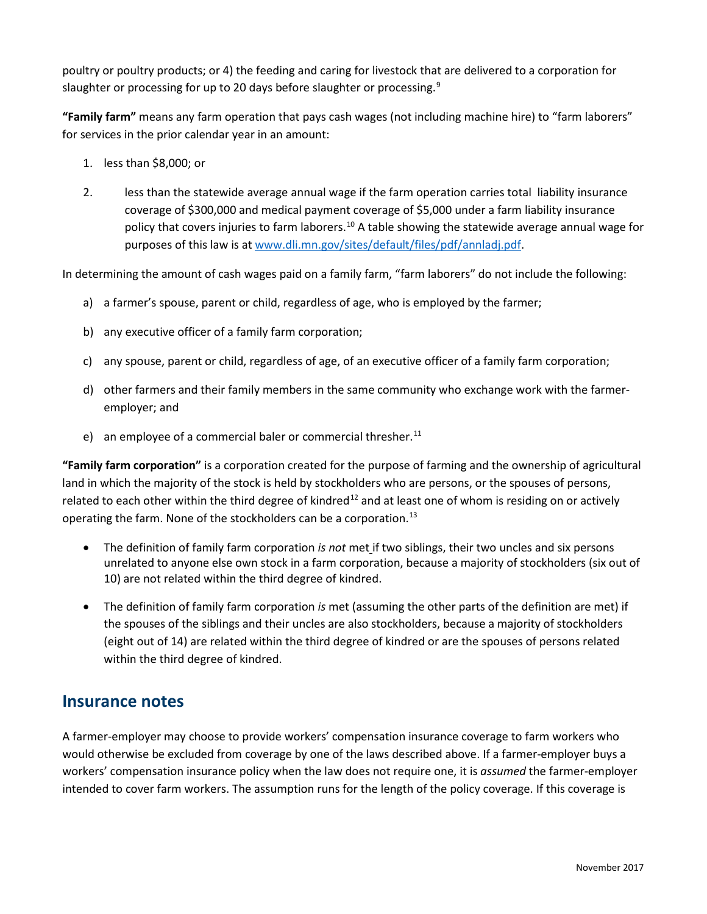poultry or poultry products; or 4) the feeding and caring for livestock that are delivered to a corporation for slaughter or processing for up to 20 days before slaughter or processing.[9]

**"Family farm"** means any farm operation that pays cash wages (not including machine hire) to "farm laborers" for services in the prior calendar year in an amount:

1. less than $8,000; or
2. less than the statewide average annual wage if the farm operation carries total liability insurance coverage of $300,000 and medical payment coverage of $5,000 under a farm liability insurance policy that covers injuries to farm laborers.[10] A table showing the statewide average annual wage for purposes of this law is at www.dli.mn.gov/sites/default/files/pdf/annladj.pdf.

In determining the amount of cash wages paid on a family farm, "farm laborers" do not include the following:

a) a farmer's spouse, parent or child, regardless of age, who is employed by the farmer;

b) any executive officer of a family farm corporation;

c) any spouse, parent or child, regardless of age, of an executive officer of a family farm corporation;

d) other farmers and their family members in the same community who exchange work with the farmer-employer; and

e) an employee of a commercial baler or commercial thresher.[11]

**"Family farm corporation"** is a corporation created for the purpose of farming and the ownership of agricultural land in which the majority of the stock is held by stockholders who are persons, or the spouses of persons, related to each other within the third degree of kindred[12] and at least one of whom is residing on or actively operating the farm. None of the stockholders can be a corporation.[13]

- The definition of family farm corporation *is not* met if two siblings, their two uncles and six persons unrelated to anyone else own stock in a farm corporation, because a majority of stockholders (six out of 10) are not related within the third degree of kindred.
- The definition of family farm corporation *is* met (assuming the other parts of the definition are met) if the spouses of the siblings and their uncles are also stockholders, because a majority of stockholders (eight out of 14) are related within the third degree of kindred or are the spouses of persons related within the third degree of kindred.

## Insurance notes

A farmer-employer may choose to provide workers' compensation insurance coverage to farm workers who would otherwise be excluded from coverage by one of the laws described above. If a farmer-employer buys a workers' compensation insurance policy when the law does not require one, it is *assumed* the farmer-employer intended to cover farm workers. The assumption runs for the length of the policy coverage. If this coverage is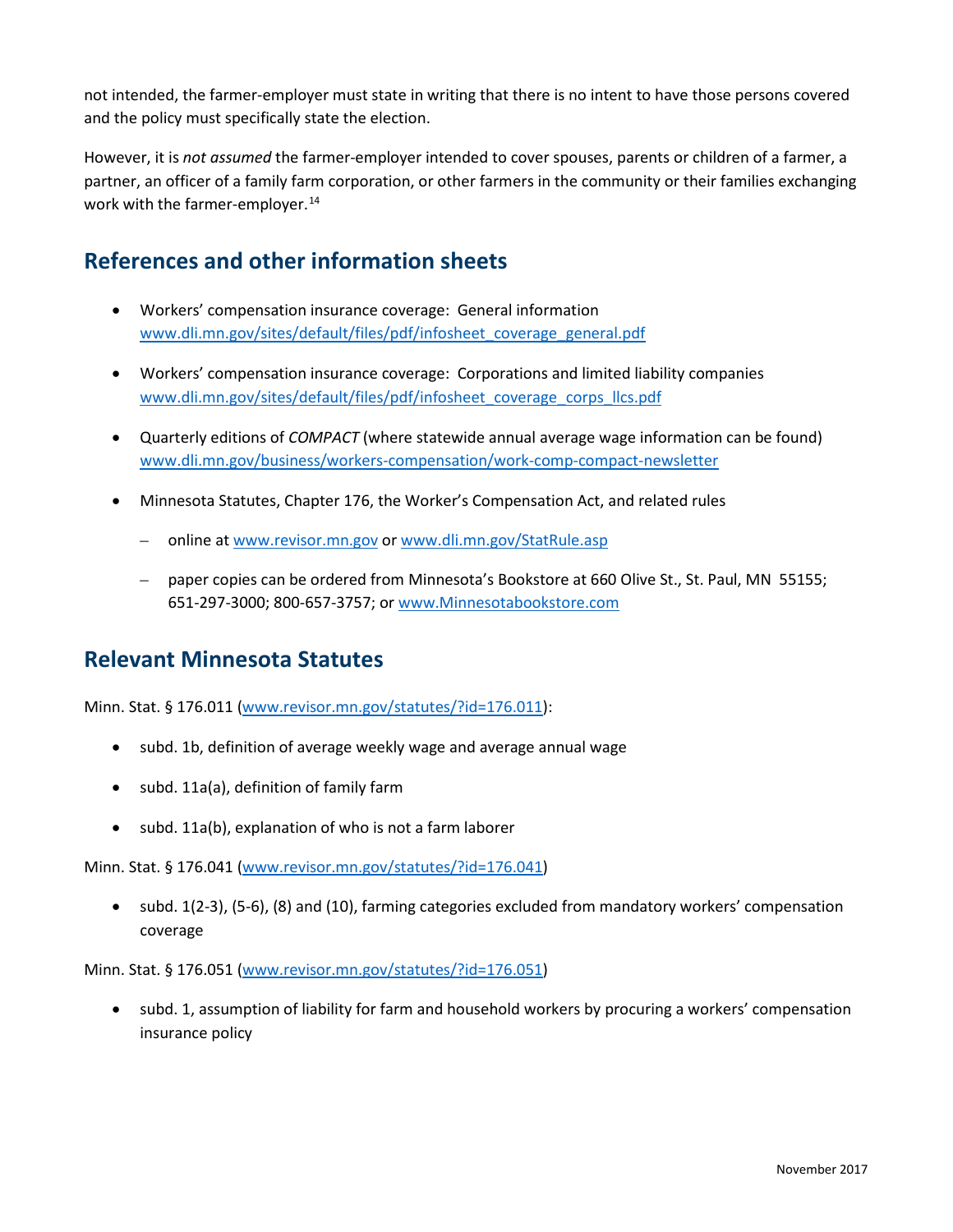not intended, the farmer-employer must state in writing that there is no intent to have those persons covered and the policy must specifically state the election.

However, it is *not assumed* the farmer-employer intended to cover spouses, parents or children of a farmer, a partner, an officer of a family farm corporation, or other farmers in the community or their families exchanging work with the farmer-employer.[14]

## References and other information sheets

- Workers' compensation insurance coverage: General information
  www.dli.mn.gov/sites/default/files/pdf/infosheet_coverage_general.pdf
- Workers' compensation insurance coverage: Corporations and limited liability companies
  www.dli.mn.gov/sites/default/files/pdf/infosheet_coverage_corps_llcs.pdf
- Quarterly editions of *COMPACT* (where statewide annual average wage information can be found)
  www.dli.mn.gov/business/workers-compensation/work-comp-compact-newsletter
- Minnesota Statutes, Chapter 176, the Worker's Compensation Act, and related rules
  - online at www.revisor.mn.gov or www.dli.mn.gov/StatRule.asp
  - paper copies can be ordered from Minnesota's Bookstore at 660 Olive St., St. Paul, MN 55155; 651-297-3000; 800-657-3757; or www.Minnesotabookstore.com

## Relevant Minnesota Statutes

Minn. Stat. § 176.011 (www.revisor.mn.gov/statutes/?id=176.011):

- subd. 1b, definition of average weekly wage and average annual wage
- subd. 11a(a), definition of family farm
- subd. 11a(b), explanation of who is not a farm laborer

Minn. Stat. § 176.041 (www.revisor.mn.gov/statutes/?id=176.041)

- subd. 1(2-3), (5-6), (8) and (10), farming categories excluded from mandatory workers' compensation coverage

Minn. Stat. § 176.051 (www.revisor.mn.gov/statutes/?id=176.051)

- subd. 1, assumption of liability for farm and household workers by procuring a workers' compensation insurance policy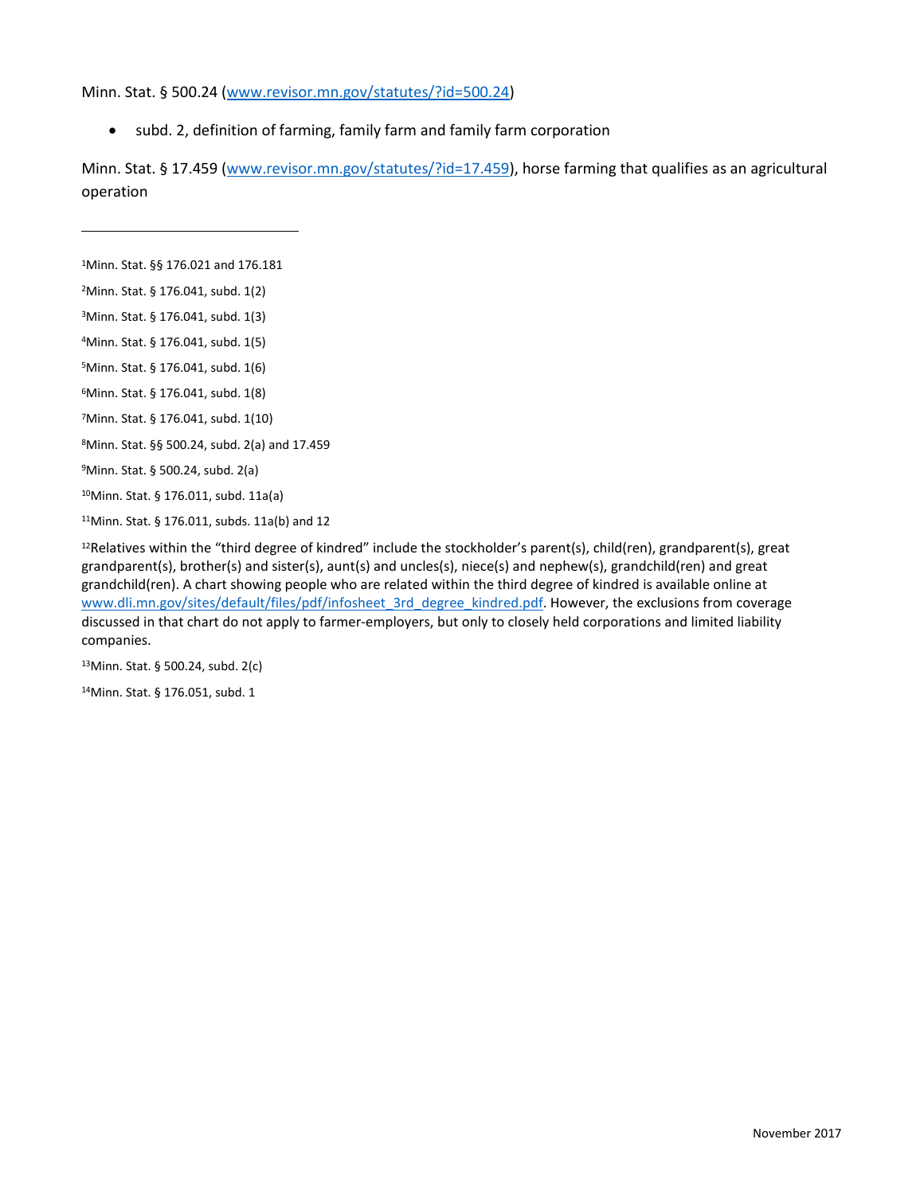Minn. Stat. § 500.24 (www.revisor.mn.gov/statutes/?id=500.24)

- subd. 2, definition of farming, family farm and family farm corporation

Minn. Stat. § 17.459 (www.revisor.mn.gov/statutes/?id=17.459), horse farming that qualifies as an agricultural operation

---

[1]Minn. Stat. §§ 176.021 and 176.181

[2]Minn. Stat. § 176.041, subd. 1(2)

[3]Minn. Stat. § 176.041, subd. 1(3)

[4]Minn. Stat. § 176.041, subd. 1(5)

[5]Minn. Stat. § 176.041, subd. 1(6)

[6]Minn. Stat. § 176.041, subd. 1(8)

[7]Minn. Stat. § 176.041, subd. 1(10)

[8]Minn. Stat. §§ 500.24, subd. 2(a) and 17.459

[9]Minn. Stat. § 500.24, subd. 2(a)

[10]Minn. Stat. § 176.011, subd. 11a(a)

[11]Minn. Stat. § 176.011, subds. 11a(b) and 12

[12]Relatives within the "third degree of kindred" include the stockholder's parent(s), child(ren), grandparent(s), great grandparent(s), brother(s) and sister(s), aunt(s) and uncles(s), niece(s) and nephew(s), grandchild(ren) and great grandchild(ren). A chart showing people who are related within the third degree of kindred is available online at www.dli.mn.gov/sites/default/files/pdf/infosheet_3rd_degree_kindred.pdf. However, the exclusions from coverage discussed in that chart do not apply to farmer-employers, but only to closely held corporations and limited liability companies.

[13]Minn. Stat. § 500.24, subd. 2(c)

[14]Minn. Stat. § 176.051, subd. 1

November 2017